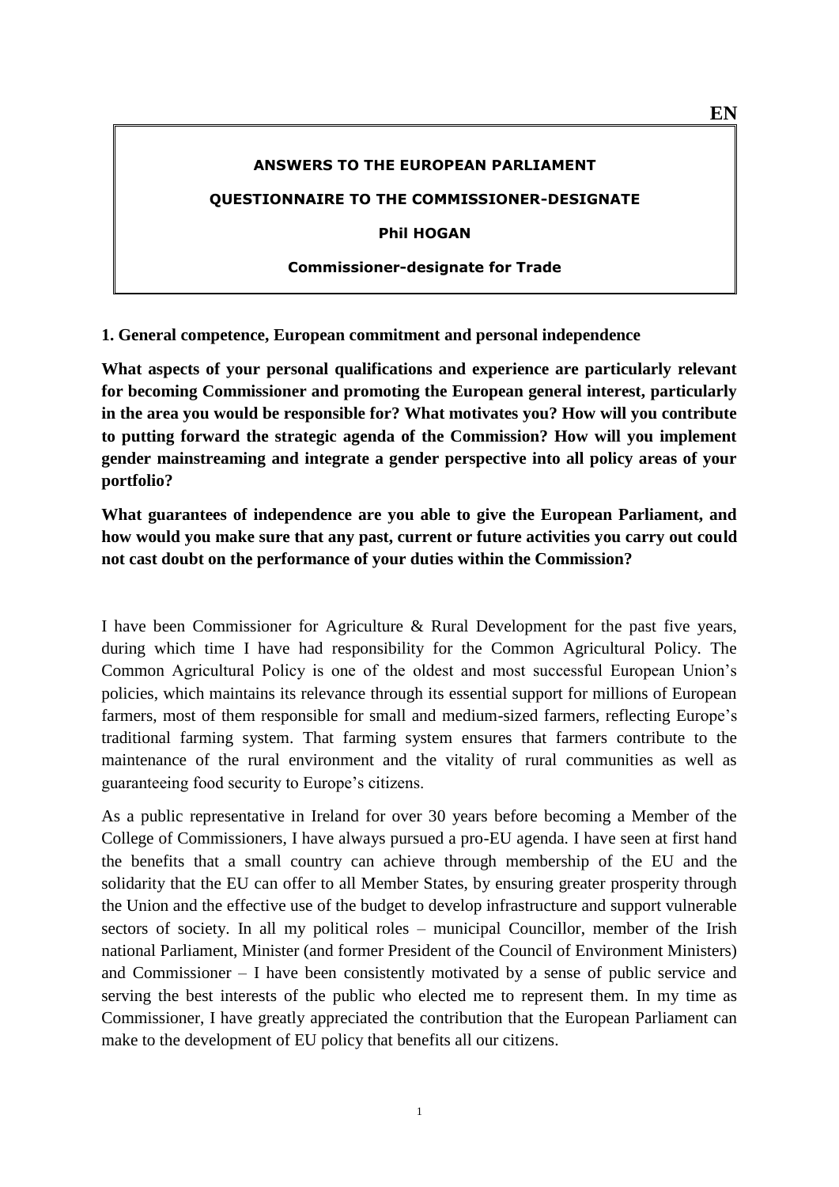**ANSWERS TO THE EUROPEAN PARLIAMENT**

**QUESTIONNAIRE TO THE COMMISSIONER-DESIGNATE**

**Phil HOGAN**

**Commissioner-designate for Trade**

## 1. General competence, European commitment and personal independence

**What aspects of your personal qualifications and experience are particularly relevant for becoming Commissioner and promoting the European general interest, particularly in the area you would be responsible for? What motivates you? How will you contribute to putting forward the strategic agenda of the Commission? How will you implement gender mainstreaming and integrate a gender perspective into all policy areas of your portfolio?**

**What guarantees of independence are you able to give the European Parliament, and how would you make sure that any past, current or future activities you carry out could not cast doubt on the performance of your duties within the Commission?**

I have been Commissioner for Agriculture & Rural Development for the past five years, during which time I have had responsibility for the Common Agricultural Policy. The Common Agricultural Policy is one of the oldest and most successful European Union's policies, which maintains its relevance through its essential support for millions of European farmers, most of them responsible for small and medium-sized farmers, reflecting Europe's traditional farming system. That farming system ensures that farmers contribute to the maintenance of the rural environment and the vitality of rural communities as well as guaranteeing food security to Europe's citizens.

As a public representative in Ireland for over 30 years before becoming a Member of the College of Commissioners, I have always pursued a pro-EU agenda. I have seen at first hand the benefits that a small country can achieve through membership of the EU and the solidarity that the EU can offer to all Member States, by ensuring greater prosperity through the Union and the effective use of the budget to develop infrastructure and support vulnerable sectors of society. In all my political roles – municipal Councillor, member of the Irish national Parliament, Minister (and former President of the Council of Environment Ministers) and Commissioner – I have been consistently motivated by a sense of public service and serving the best interests of the public who elected me to represent them. In my time as Commissioner, I have greatly appreciated the contribution that the European Parliament can make to the development of EU policy that benefits all our citizens.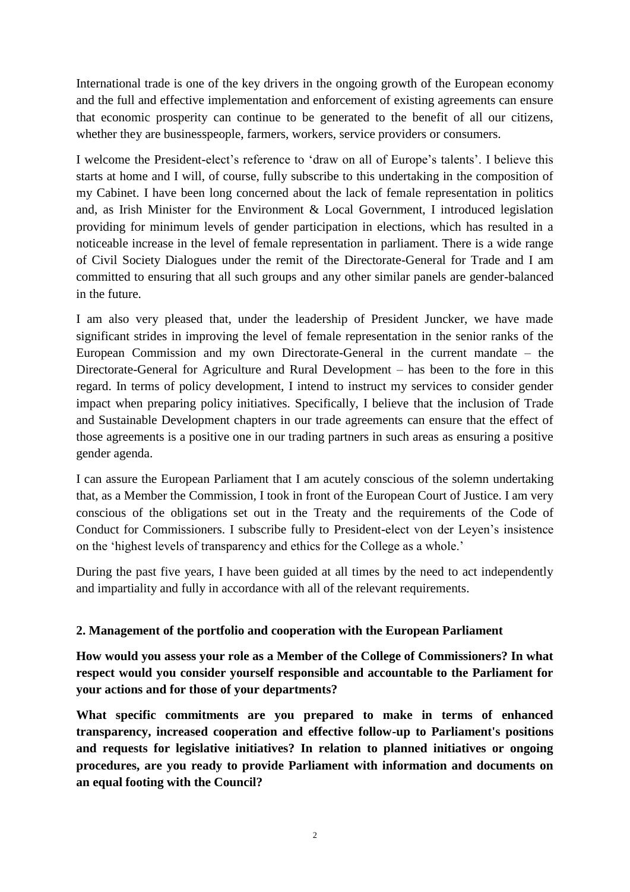International trade is one of the key drivers in the ongoing growth of the European economy and the full and effective implementation and enforcement of existing agreements can ensure that economic prosperity can continue to be generated to the benefit of all our citizens, whether they are businesspeople, farmers, workers, service providers or consumers.

I welcome the President-elect's reference to 'draw on all of Europe's talents'. I believe this starts at home and I will, of course, fully subscribe to this undertaking in the composition of my Cabinet. I have been long concerned about the lack of female representation in politics and, as Irish Minister for the Environment & Local Government, I introduced legislation providing for minimum levels of gender participation in elections, which has resulted in a noticeable increase in the level of female representation in parliament. There is a wide range of Civil Society Dialogues under the remit of the Directorate-General for Trade and I am committed to ensuring that all such groups and any other similar panels are gender-balanced in the future.

I am also very pleased that, under the leadership of President Juncker, we have made significant strides in improving the level of female representation in the senior ranks of the European Commission and my own Directorate-General in the current mandate – the Directorate-General for Agriculture and Rural Development – has been to the fore in this regard. In terms of policy development, I intend to instruct my services to consider gender impact when preparing policy initiatives. Specifically, I believe that the inclusion of Trade and Sustainable Development chapters in our trade agreements can ensure that the effect of those agreements is a positive one in our trading partners in such areas as ensuring a positive gender agenda.

I can assure the European Parliament that I am acutely conscious of the solemn undertaking that, as a Member the Commission, I took in front of the European Court of Justice. I am very conscious of the obligations set out in the Treaty and the requirements of the Code of Conduct for Commissioners. I subscribe fully to President-elect von der Leyen's insistence on the 'highest levels of transparency and ethics for the College as a whole.'

During the past five years, I have been guided at all times by the need to act independently and impartiality and fully in accordance with all of the relevant requirements.

## 2. Management of the portfolio and cooperation with the European Parliament

**How would you assess your role as a Member of the College of Commissioners? In what respect would you consider yourself responsible and accountable to the Parliament for your actions and for those of your departments?**

**What specific commitments are you prepared to make in terms of enhanced transparency, increased cooperation and effective follow-up to Parliament's positions and requests for legislative initiatives? In relation to planned initiatives or ongoing procedures, are you ready to provide Parliament with information and documents on an equal footing with the Council?**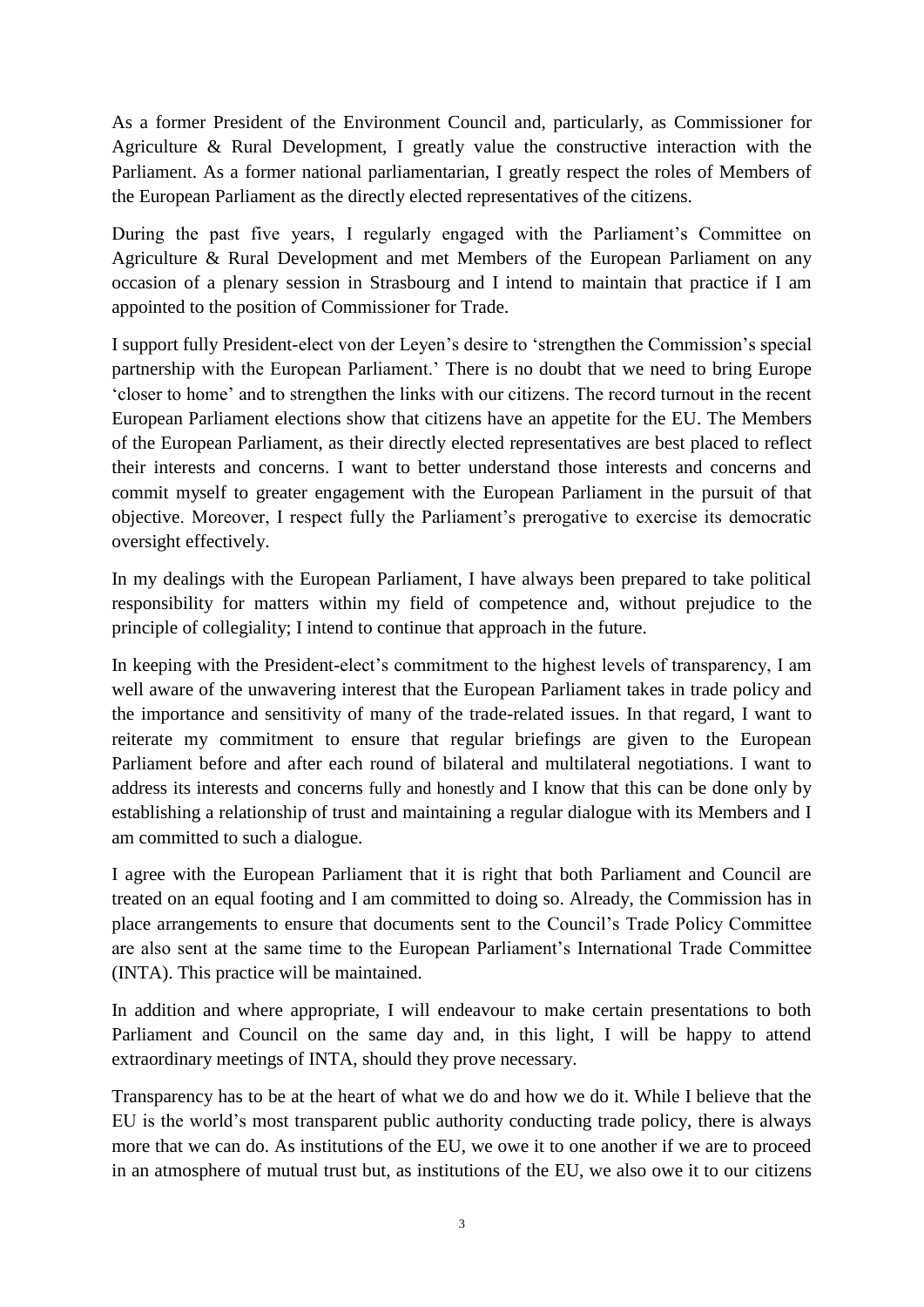As a former President of the Environment Council and, particularly, as Commissioner for Agriculture & Rural Development, I greatly value the constructive interaction with the Parliament. As a former national parliamentarian, I greatly respect the roles of Members of the European Parliament as the directly elected representatives of the citizens.

During the past five years, I regularly engaged with the Parliament's Committee on Agriculture & Rural Development and met Members of the European Parliament on any occasion of a plenary session in Strasbourg and I intend to maintain that practice if I am appointed to the position of Commissioner for Trade.

I support fully President-elect von der Leyen's desire to 'strengthen the Commission's special partnership with the European Parliament.' There is no doubt that we need to bring Europe 'closer to home' and to strengthen the links with our citizens. The record turnout in the recent European Parliament elections show that citizens have an appetite for the EU. The Members of the European Parliament, as their directly elected representatives are best placed to reflect their interests and concerns. I want to better understand those interests and concerns and commit myself to greater engagement with the European Parliament in the pursuit of that objective. Moreover, I respect fully the Parliament's prerogative to exercise its democratic oversight effectively.

In my dealings with the European Parliament, I have always been prepared to take political responsibility for matters within my field of competence and, without prejudice to the principle of collegiality; I intend to continue that approach in the future.

In keeping with the President-elect's commitment to the highest levels of transparency, I am well aware of the unwavering interest that the European Parliament takes in trade policy and the importance and sensitivity of many of the trade-related issues. In that regard, I want to reiterate my commitment to ensure that regular briefings are given to the European Parliament before and after each round of bilateral and multilateral negotiations. I want to address its interests and concerns fully and honestly and I know that this can be done only by establishing a relationship of trust and maintaining a regular dialogue with its Members and I am committed to such a dialogue.

I agree with the European Parliament that it is right that both Parliament and Council are treated on an equal footing and I am committed to doing so. Already, the Commission has in place arrangements to ensure that documents sent to the Council's Trade Policy Committee are also sent at the same time to the European Parliament's International Trade Committee (INTA). This practice will be maintained.

In addition and where appropriate, I will endeavour to make certain presentations to both Parliament and Council on the same day and, in this light, I will be happy to attend extraordinary meetings of INTA, should they prove necessary.

Transparency has to be at the heart of what we do and how we do it. While I believe that the EU is the world's most transparent public authority conducting trade policy, there is always more that we can do. As institutions of the EU, we owe it to one another if we are to proceed in an atmosphere of mutual trust but, as institutions of the EU, we also owe it to our citizens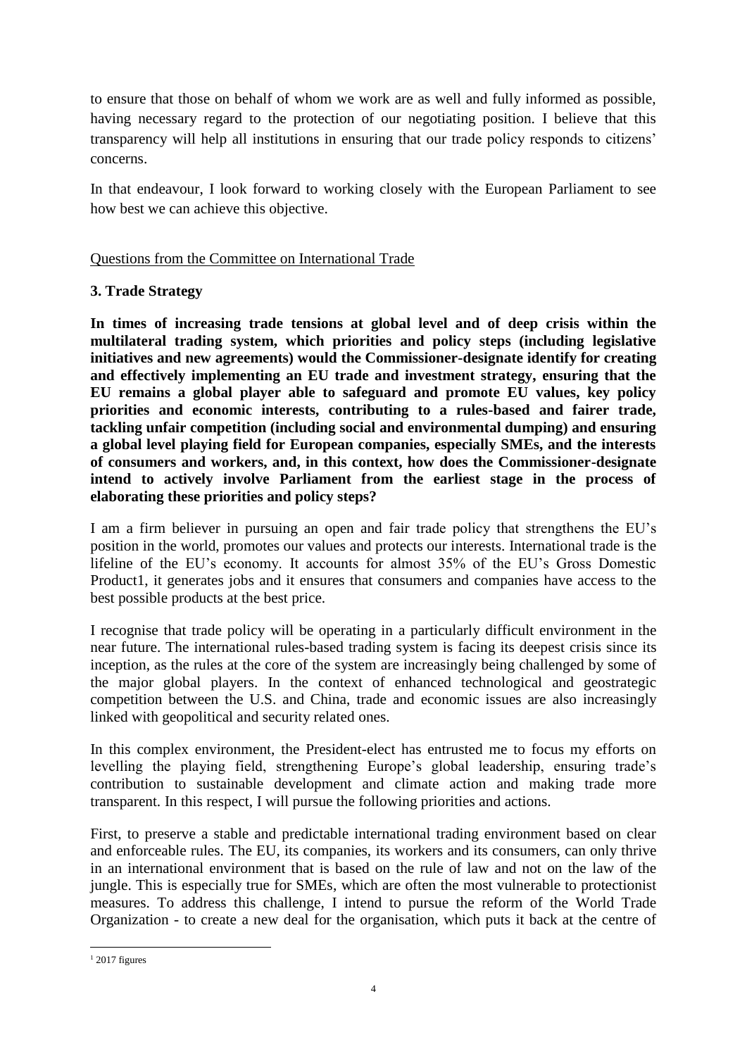to ensure that those on behalf of whom we work are as well and fully informed as possible, having necessary regard to the protection of our negotiating position. I believe that this transparency will help all institutions in ensuring that our trade policy responds to citizens' concerns.

In that endeavour, I look forward to working closely with the European Parliament to see how best we can achieve this objective.

Questions from the Committee on International Trade

**3. Trade Strategy**

**In times of increasing trade tensions at global level and of deep crisis within the multilateral trading system, which priorities and policy steps (including legislative initiatives and new agreements) would the Commissioner-designate identify for creating and effectively implementing an EU trade and investment strategy, ensuring that the EU remains a global player able to safeguard and promote EU values, key policy priorities and economic interests, contributing to a rules-based and fairer trade, tackling unfair competition (including social and environmental dumping) and ensuring a global level playing field for European companies, especially SMEs, and the interests of consumers and workers, and, in this context, how does the Commissioner-designate intend to actively involve Parliament from the earliest stage in the process of elaborating these priorities and policy steps?**

I am a firm believer in pursuing an open and fair trade policy that strengthens the EU's position in the world, promotes our values and protects our interests. International trade is the lifeline of the EU's economy. It accounts for almost 35% of the EU's Gross Domestic Product[1], it generates jobs and it ensures that consumers and companies have access to the best possible products at the best price.

I recognise that trade policy will be operating in a particularly difficult environment in the near future. The international rules-based trading system is facing its deepest crisis since its inception, as the rules at the core of the system are increasingly being challenged by some of the major global players. In the context of enhanced technological and geostrategic competition between the U.S. and China, trade and economic issues are also increasingly linked with geopolitical and security related ones.

In this complex environment, the President-elect has entrusted me to focus my efforts on levelling the playing field, strengthening Europe's global leadership, ensuring trade's contribution to sustainable development and climate action and making trade more transparent. In this respect, I will pursue the following priorities and actions.

First, to preserve a stable and predictable international trading environment based on clear and enforceable rules. The EU, its companies, its workers and its consumers, can only thrive in an international environment that is based on the rule of law and not on the law of the jungle. This is especially true for SMEs, which are often the most vulnerable to protectionist measures. To address this challenge, I intend to pursue the reform of the World Trade Organization - to create a new deal for the organisation, which puts it back at the centre of

[1] 2017 figures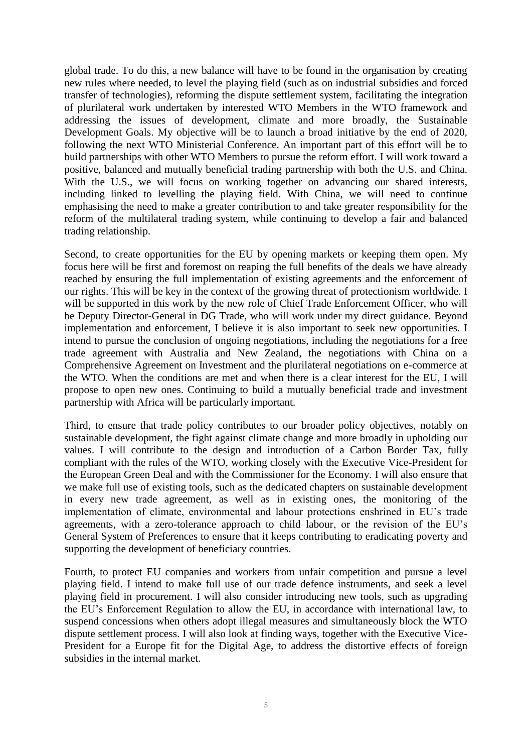global trade. To do this, a new balance will have to be found in the organisation by creating new rules where needed, to level the playing field (such as on industrial subsidies and forced transfer of technologies), reforming the dispute settlement system, facilitating the integration of plurilateral work undertaken by interested WTO Members in the WTO framework and addressing the issues of development, climate and more broadly, the Sustainable Development Goals. My objective will be to launch a broad initiative by the end of 2020, following the next WTO Ministerial Conference. An important part of this effort will be to build partnerships with other WTO Members to pursue the reform effort. I will work toward a positive, balanced and mutually beneficial trading partnership with both the U.S. and China. With the U.S., we will focus on working together on advancing our shared interests, including linked to levelling the playing field. With China, we will need to continue emphasising the need to make a greater contribution to and take greater responsibility for the reform of the multilateral trading system, while continuing to develop a fair and balanced trading relationship.

Second, to create opportunities for the EU by opening markets or keeping them open. My focus here will be first and foremost on reaping the full benefits of the deals we have already reached by ensuring the full implementation of existing agreements and the enforcement of our rights. This will be key in the context of the growing threat of protectionism worldwide. I will be supported in this work by the new role of Chief Trade Enforcement Officer, who will be Deputy Director-General in DG Trade, who will work under my direct guidance. Beyond implementation and enforcement, I believe it is also important to seek new opportunities. I intend to pursue the conclusion of ongoing negotiations, including the negotiations for a free trade agreement with Australia and New Zealand, the negotiations with China on a Comprehensive Agreement on Investment and the plurilateral negotiations on e-commerce at the WTO. When the conditions are met and when there is a clear interest for the EU, I will propose to open new ones. Continuing to build a mutually beneficial trade and investment partnership with Africa will be particularly important.

Third, to ensure that trade policy contributes to our broader policy objectives, notably on sustainable development, the fight against climate change and more broadly in upholding our values. I will contribute to the design and introduction of a Carbon Border Tax, fully compliant with the rules of the WTO, working closely with the Executive Vice-President for the European Green Deal and with the Commissioner for the Economy. I will also ensure that we make full use of existing tools, such as the dedicated chapters on sustainable development in every new trade agreement, as well as in existing ones, the monitoring of the implementation of climate, environmental and labour protections enshrined in EU's trade agreements, with a zero-tolerance approach to child labour, or the revision of the EU's General System of Preferences to ensure that it keeps contributing to eradicating poverty and supporting the development of beneficiary countries.

Fourth, to protect EU companies and workers from unfair competition and pursue a level playing field. I intend to make full use of our trade defence instruments, and seek a level playing field in procurement. I will also consider introducing new tools, such as upgrading the EU's Enforcement Regulation to allow the EU, in accordance with international law, to suspend concessions when others adopt illegal measures and simultaneously block the WTO dispute settlement process. I will also look at finding ways, together with the Executive Vice-President for a Europe fit for the Digital Age, to address the distortive effects of foreign subsidies in the internal market.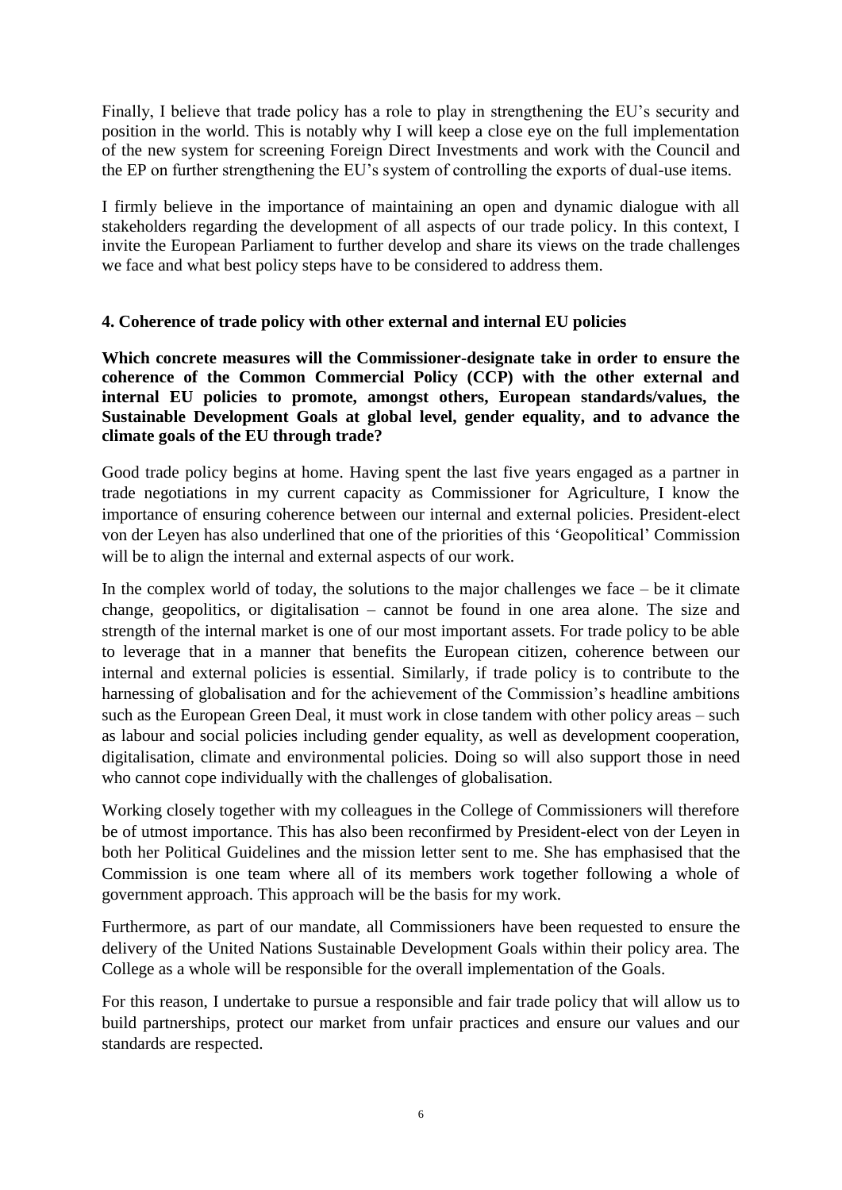Finally, I believe that trade policy has a role to play in strengthening the EU's security and position in the world. This is notably why I will keep a close eye on the full implementation of the new system for screening Foreign Direct Investments and work with the Council and the EP on further strengthening the EU's system of controlling the exports of dual-use items.

I firmly believe in the importance of maintaining an open and dynamic dialogue with all stakeholders regarding the development of all aspects of our trade policy. In this context, I invite the European Parliament to further develop and share its views on the trade challenges we face and what best policy steps have to be considered to address them.

## 4. Coherence of trade policy with other external and internal EU policies

**Which concrete measures will the Commissioner-designate take in order to ensure the coherence of the Common Commercial Policy (CCP) with the other external and internal EU policies to promote, amongst others, European standards/values, the Sustainable Development Goals at global level, gender equality, and to advance the climate goals of the EU through trade?**

Good trade policy begins at home. Having spent the last five years engaged as a partner in trade negotiations in my current capacity as Commissioner for Agriculture, I know the importance of ensuring coherence between our internal and external policies. President-elect von der Leyen has also underlined that one of the priorities of this 'Geopolitical' Commission will be to align the internal and external aspects of our work.

In the complex world of today, the solutions to the major challenges we face – be it climate change, geopolitics, or digitalisation – cannot be found in one area alone. The size and strength of the internal market is one of our most important assets. For trade policy to be able to leverage that in a manner that benefits the European citizen, coherence between our internal and external policies is essential. Similarly, if trade policy is to contribute to the harnessing of globalisation and for the achievement of the Commission's headline ambitions such as the European Green Deal, it must work in close tandem with other policy areas – such as labour and social policies including gender equality, as well as development cooperation, digitalisation, climate and environmental policies. Doing so will also support those in need who cannot cope individually with the challenges of globalisation.

Working closely together with my colleagues in the College of Commissioners will therefore be of utmost importance. This has also been reconfirmed by President-elect von der Leyen in both her Political Guidelines and the mission letter sent to me. She has emphasised that the Commission is one team where all of its members work together following a whole of government approach. This approach will be the basis for my work.

Furthermore, as part of our mandate, all Commissioners have been requested to ensure the delivery of the United Nations Sustainable Development Goals within their policy area. The College as a whole will be responsible for the overall implementation of the Goals.

For this reason, I undertake to pursue a responsible and fair trade policy that will allow us to build partnerships, protect our market from unfair practices and ensure our values and our standards are respected.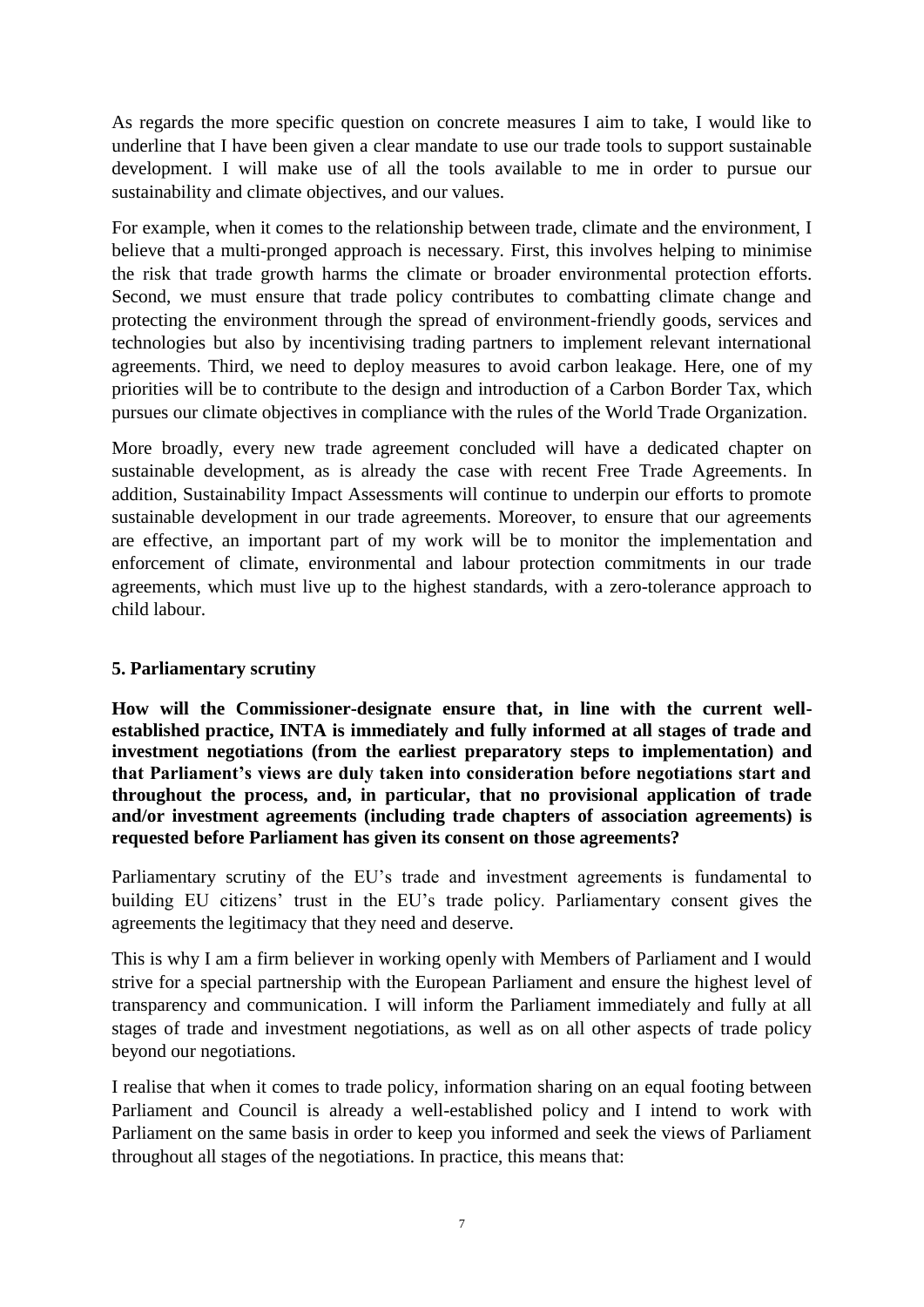As regards the more specific question on concrete measures I aim to take, I would like to underline that I have been given a clear mandate to use our trade tools to support sustainable development. I will make use of all the tools available to me in order to pursue our sustainability and climate objectives, and our values.

For example, when it comes to the relationship between trade, climate and the environment, I believe that a multi-pronged approach is necessary. First, this involves helping to minimise the risk that trade growth harms the climate or broader environmental protection efforts. Second, we must ensure that trade policy contributes to combatting climate change and protecting the environment through the spread of environment-friendly goods, services and technologies but also by incentivising trading partners to implement relevant international agreements. Third, we need to deploy measures to avoid carbon leakage. Here, one of my priorities will be to contribute to the design and introduction of a Carbon Border Tax, which pursues our climate objectives in compliance with the rules of the World Trade Organization.

More broadly, every new trade agreement concluded will have a dedicated chapter on sustainable development, as is already the case with recent Free Trade Agreements. In addition, Sustainability Impact Assessments will continue to underpin our efforts to promote sustainable development in our trade agreements. Moreover, to ensure that our agreements are effective, an important part of my work will be to monitor the implementation and enforcement of climate, environmental and labour protection commitments in our trade agreements, which must live up to the highest standards, with a zero-tolerance approach to child labour.

### 5. Parliamentary scrutiny

**How will the Commissioner-designate ensure that, in line with the current well-established practice, INTA is immediately and fully informed at all stages of trade and investment negotiations (from the earliest preparatory steps to implementation) and that Parliament's views are duly taken into consideration before negotiations start and throughout the process, and, in particular, that no provisional application of trade and/or investment agreements (including trade chapters of association agreements) is requested before Parliament has given its consent on those agreements?**

Parliamentary scrutiny of the EU's trade and investment agreements is fundamental to building EU citizens' trust in the EU's trade policy. Parliamentary consent gives the agreements the legitimacy that they need and deserve.

This is why I am a firm believer in working openly with Members of Parliament and I would strive for a special partnership with the European Parliament and ensure the highest level of transparency and communication. I will inform the Parliament immediately and fully at all stages of trade and investment negotiations, as well as on all other aspects of trade policy beyond our negotiations.

I realise that when it comes to trade policy, information sharing on an equal footing between Parliament and Council is already a well-established policy and I intend to work with Parliament on the same basis in order to keep you informed and seek the views of Parliament throughout all stages of the negotiations. In practice, this means that: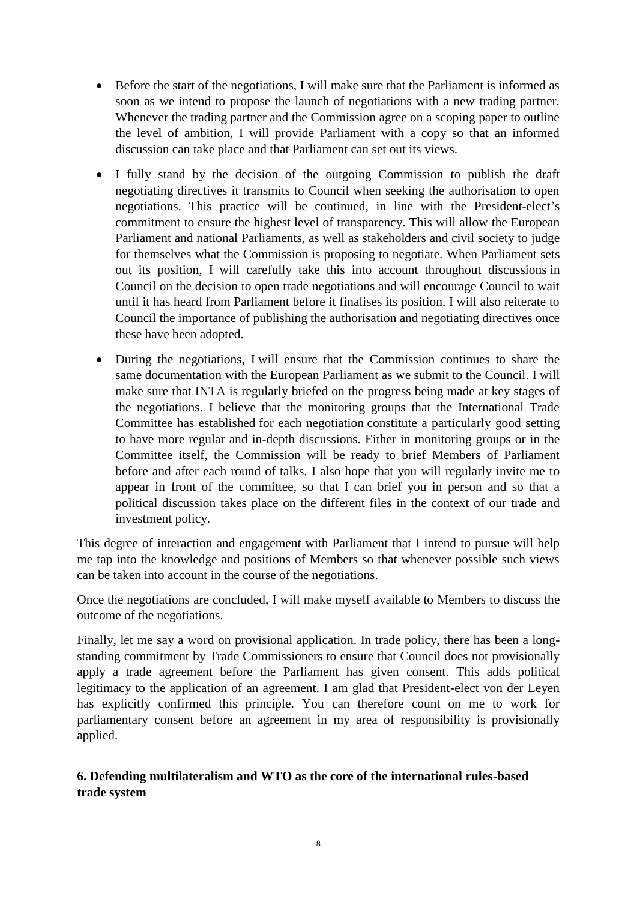- Before the start of the negotiations, I will make sure that the Parliament is informed as soon as we intend to propose the launch of negotiations with a new trading partner. Whenever the trading partner and the Commission agree on a scoping paper to outline the level of ambition, I will provide Parliament with a copy so that an informed discussion can take place and that Parliament can set out its views.

- I fully stand by the decision of the outgoing Commission to publish the draft negotiating directives it transmits to Council when seeking the authorisation to open negotiations. This practice will be continued, in line with the President-elect's commitment to ensure the highest level of transparency. This will allow the European Parliament and national Parliaments, as well as stakeholders and civil society to judge for themselves what the Commission is proposing to negotiate. When Parliament sets out its position, I will carefully take this into account throughout discussions in Council on the decision to open trade negotiations and will encourage Council to wait until it has heard from Parliament before it finalises its position. I will also reiterate to Council the importance of publishing the authorisation and negotiating directives once these have been adopted.

- During the negotiations, I will ensure that the Commission continues to share the same documentation with the European Parliament as we submit to the Council. I will make sure that INTA is regularly briefed on the progress being made at key stages of the negotiations. I believe that the monitoring groups that the International Trade Committee has established for each negotiation constitute a particularly good setting to have more regular and in-depth discussions. Either in monitoring groups or in the Committee itself, the Commission will be ready to brief Members of Parliament before and after each round of talks. I also hope that you will regularly invite me to appear in front of the committee, so that I can brief you in person and so that a political discussion takes place on the different files in the context of our trade and investment policy.

This degree of interaction and engagement with Parliament that I intend to pursue will help me tap into the knowledge and positions of Members so that whenever possible such views can be taken into account in the course of the negotiations.

Once the negotiations are concluded, I will make myself available to Members to discuss the outcome of the negotiations.

Finally, let me say a word on provisional application. In trade policy, there has been a long-standing commitment by Trade Commissioners to ensure that Council does not provisionally apply a trade agreement before the Parliament has given consent. This adds political legitimacy to the application of an agreement. I am glad that President-elect von der Leyen has explicitly confirmed this principle. You can therefore count on me to work for parliamentary consent before an agreement in my area of responsibility is provisionally applied.

## 6. Defending multilateralism and WTO as the core of the international rules-based trade system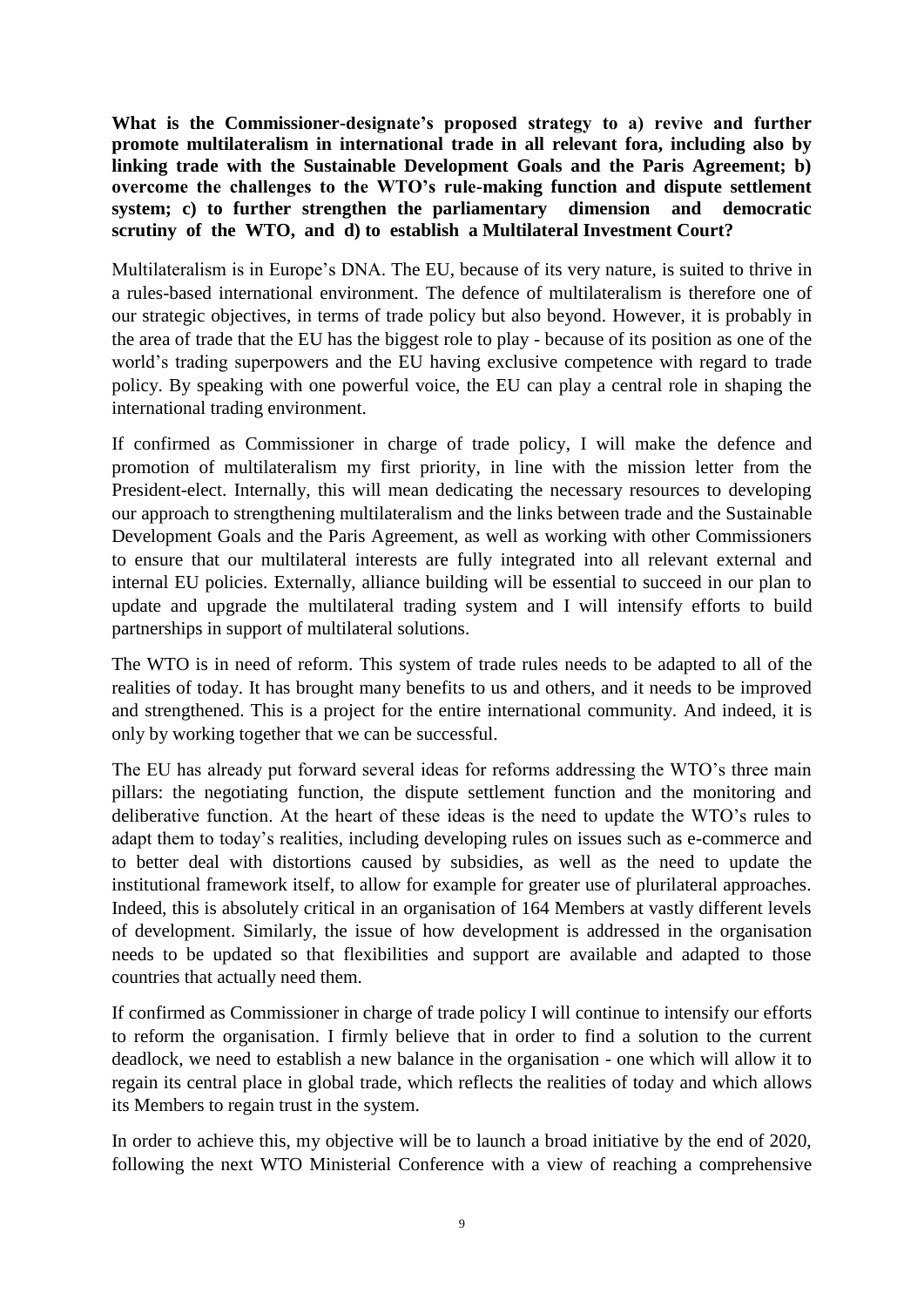**What is the Commissioner-designate's proposed strategy to a) revive and further promote multilateralism in international trade in all relevant fora, including also by linking trade with the Sustainable Development Goals and the Paris Agreement; b) overcome the challenges to the WTO's rule-making function and dispute settlement system; c) to further strengthen the parliamentary dimension and democratic scrutiny of the WTO, and d) to establish a Multilateral Investment Court?**

Multilateralism is in Europe's DNA. The EU, because of its very nature, is suited to thrive in a rules-based international environment. The defence of multilateralism is therefore one of our strategic objectives, in terms of trade policy but also beyond. However, it is probably in the area of trade that the EU has the biggest role to play - because of its position as one of the world's trading superpowers and the EU having exclusive competence with regard to trade policy. By speaking with one powerful voice, the EU can play a central role in shaping the international trading environment.

If confirmed as Commissioner in charge of trade policy, I will make the defence and promotion of multilateralism my first priority, in line with the mission letter from the President-elect. Internally, this will mean dedicating the necessary resources to developing our approach to strengthening multilateralism and the links between trade and the Sustainable Development Goals and the Paris Agreement, as well as working with other Commissioners to ensure that our multilateral interests are fully integrated into all relevant external and internal EU policies. Externally, alliance building will be essential to succeed in our plan to update and upgrade the multilateral trading system and I will intensify efforts to build partnerships in support of multilateral solutions.

The WTO is in need of reform. This system of trade rules needs to be adapted to all of the realities of today. It has brought many benefits to us and others, and it needs to be improved and strengthened. This is a project for the entire international community. And indeed, it is only by working together that we can be successful.

The EU has already put forward several ideas for reforms addressing the WTO's three main pillars: the negotiating function, the dispute settlement function and the monitoring and deliberative function. At the heart of these ideas is the need to update the WTO's rules to adapt them to today's realities, including developing rules on issues such as e-commerce and to better deal with distortions caused by subsidies, as well as the need to update the institutional framework itself, to allow for example for greater use of plurilateral approaches. Indeed, this is absolutely critical in an organisation of 164 Members at vastly different levels of development. Similarly, the issue of how development is addressed in the organisation needs to be updated so that flexibilities and support are available and adapted to those countries that actually need them.

If confirmed as Commissioner in charge of trade policy I will continue to intensify our efforts to reform the organisation. I firmly believe that in order to find a solution to the current deadlock, we need to establish a new balance in the organisation - one which will allow it to regain its central place in global trade, which reflects the realities of today and which allows its Members to regain trust in the system.

In order to achieve this, my objective will be to launch a broad initiative by the end of 2020, following the next WTO Ministerial Conference with a view of reaching a comprehensive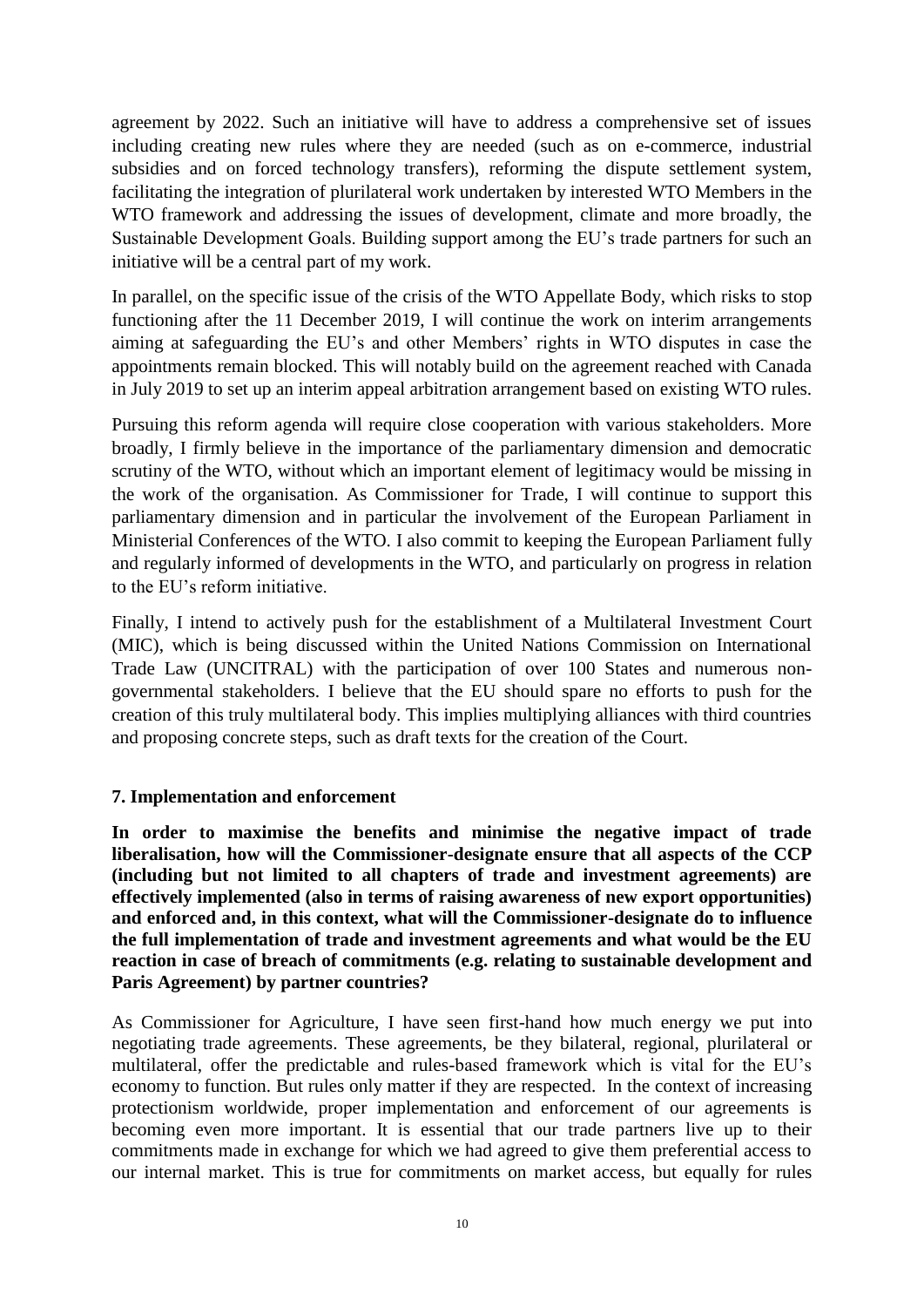agreement by 2022. Such an initiative will have to address a comprehensive set of issues including creating new rules where they are needed (such as on e-commerce, industrial subsidies and on forced technology transfers), reforming the dispute settlement system, facilitating the integration of plurilateral work undertaken by interested WTO Members in the WTO framework and addressing the issues of development, climate and more broadly, the Sustainable Development Goals. Building support among the EU's trade partners for such an initiative will be a central part of my work.

In parallel, on the specific issue of the crisis of the WTO Appellate Body, which risks to stop functioning after the 11 December 2019, I will continue the work on interim arrangements aiming at safeguarding the EU's and other Members' rights in WTO disputes in case the appointments remain blocked. This will notably build on the agreement reached with Canada in July 2019 to set up an interim appeal arbitration arrangement based on existing WTO rules.

Pursuing this reform agenda will require close cooperation with various stakeholders. More broadly, I firmly believe in the importance of the parliamentary dimension and democratic scrutiny of the WTO, without which an important element of legitimacy would be missing in the work of the organisation. As Commissioner for Trade, I will continue to support this parliamentary dimension and in particular the involvement of the European Parliament in Ministerial Conferences of the WTO. I also commit to keeping the European Parliament fully and regularly informed of developments in the WTO, and particularly on progress in relation to the EU's reform initiative.

Finally, I intend to actively push for the establishment of a Multilateral Investment Court (MIC), which is being discussed within the United Nations Commission on International Trade Law (UNCITRAL) with the participation of over 100 States and numerous non-governmental stakeholders. I believe that the EU should spare no efforts to push for the creation of this truly multilateral body. This implies multiplying alliances with third countries and proposing concrete steps, such as draft texts for the creation of the Court.

### 7. Implementation and enforcement

**In order to maximise the benefits and minimise the negative impact of trade liberalisation, how will the Commissioner-designate ensure that all aspects of the CCP (including but not limited to all chapters of trade and investment agreements) are effectively implemented (also in terms of raising awareness of new export opportunities) and enforced and, in this context, what will the Commissioner-designate do to influence the full implementation of trade and investment agreements and what would be the EU reaction in case of breach of commitments (e.g. relating to sustainable development and Paris Agreement) by partner countries?**

As Commissioner for Agriculture, I have seen first-hand how much energy we put into negotiating trade agreements. These agreements, be they bilateral, regional, plurilateral or multilateral, offer the predictable and rules-based framework which is vital for the EU's economy to function. But rules only matter if they are respected. In the context of increasing protectionism worldwide, proper implementation and enforcement of our agreements is becoming even more important. It is essential that our trade partners live up to their commitments made in exchange for which we had agreed to give them preferential access to our internal market. This is true for commitments on market access, but equally for rules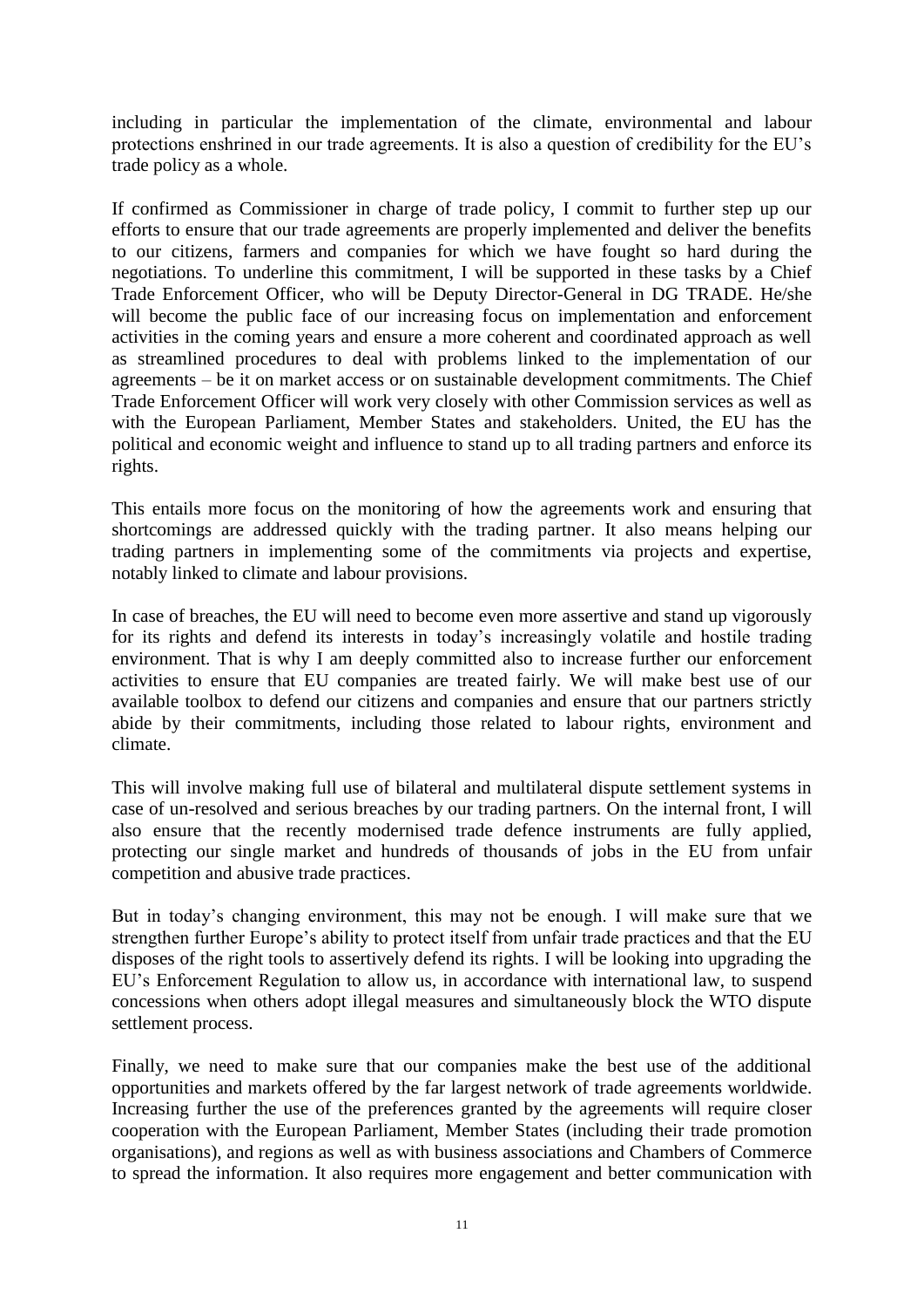including in particular the implementation of the climate, environmental and labour protections enshrined in our trade agreements. It is also a question of credibility for the EU's trade policy as a whole.

If confirmed as Commissioner in charge of trade policy, I commit to further step up our efforts to ensure that our trade agreements are properly implemented and deliver the benefits to our citizens, farmers and companies for which we have fought so hard during the negotiations. To underline this commitment, I will be supported in these tasks by a Chief Trade Enforcement Officer, who will be Deputy Director-General in DG TRADE. He/she will become the public face of our increasing focus on implementation and enforcement activities in the coming years and ensure a more coherent and coordinated approach as well as streamlined procedures to deal with problems linked to the implementation of our agreements – be it on market access or on sustainable development commitments. The Chief Trade Enforcement Officer will work very closely with other Commission services as well as with the European Parliament, Member States and stakeholders. United, the EU has the political and economic weight and influence to stand up to all trading partners and enforce its rights.

This entails more focus on the monitoring of how the agreements work and ensuring that shortcomings are addressed quickly with the trading partner. It also means helping our trading partners in implementing some of the commitments via projects and expertise, notably linked to climate and labour provisions.

In case of breaches, the EU will need to become even more assertive and stand up vigorously for its rights and defend its interests in today's increasingly volatile and hostile trading environment. That is why I am deeply committed also to increase further our enforcement activities to ensure that EU companies are treated fairly. We will make best use of our available toolbox to defend our citizens and companies and ensure that our partners strictly abide by their commitments, including those related to labour rights, environment and climate.

This will involve making full use of bilateral and multilateral dispute settlement systems in case of un-resolved and serious breaches by our trading partners. On the internal front, I will also ensure that the recently modernised trade defence instruments are fully applied, protecting our single market and hundreds of thousands of jobs in the EU from unfair competition and abusive trade practices.

But in today's changing environment, this may not be enough. I will make sure that we strengthen further Europe's ability to protect itself from unfair trade practices and that the EU disposes of the right tools to assertively defend its rights. I will be looking into upgrading the EU's Enforcement Regulation to allow us, in accordance with international law, to suspend concessions when others adopt illegal measures and simultaneously block the WTO dispute settlement process.

Finally, we need to make sure that our companies make the best use of the additional opportunities and markets offered by the far largest network of trade agreements worldwide. Increasing further the use of the preferences granted by the agreements will require closer cooperation with the European Parliament, Member States (including their trade promotion organisations), and regions as well as with business associations and Chambers of Commerce to spread the information. It also requires more engagement and better communication with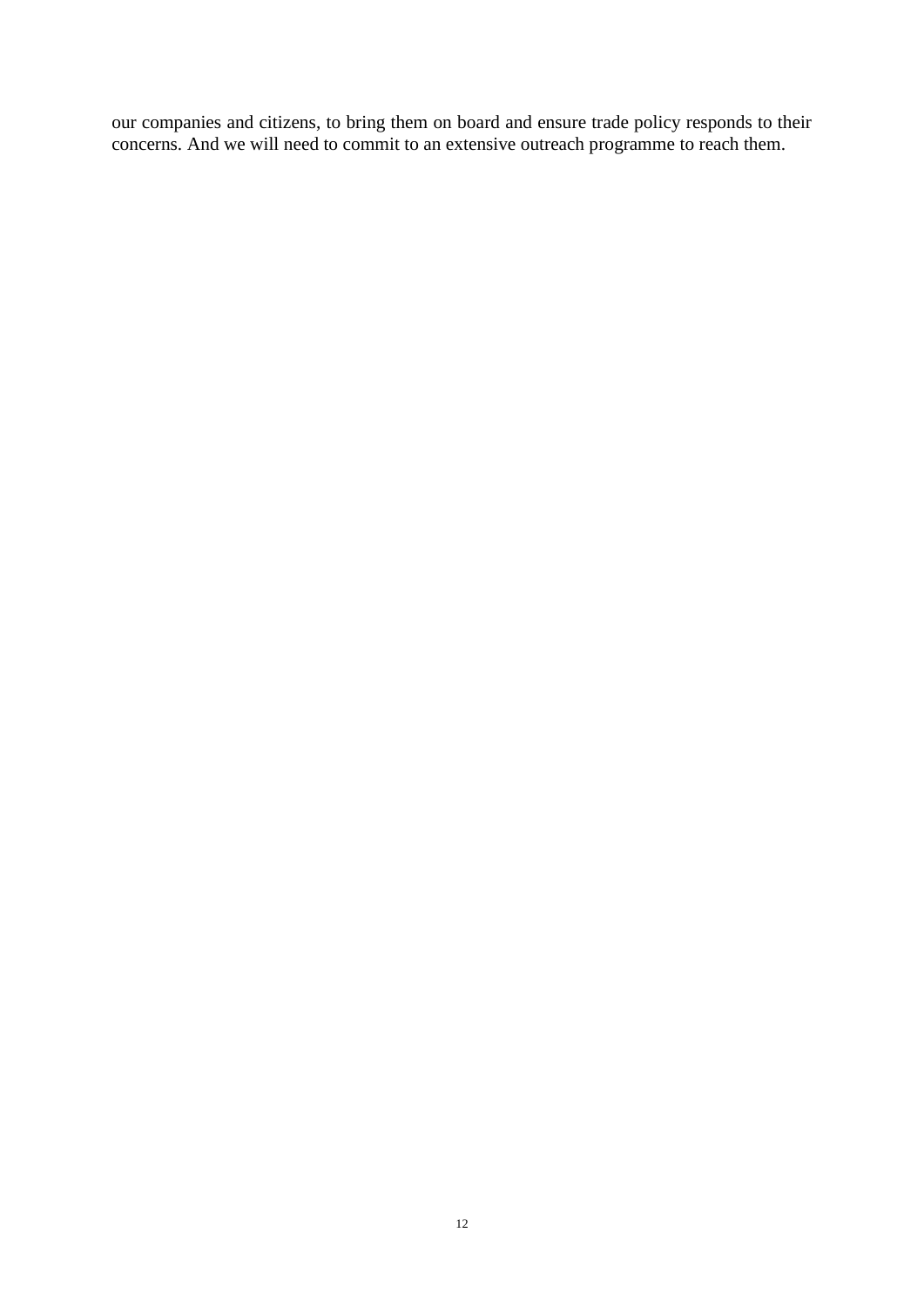our companies and citizens, to bring them on board and ensure trade policy responds to their concerns. And we will need to commit to an extensive outreach programme to reach them.